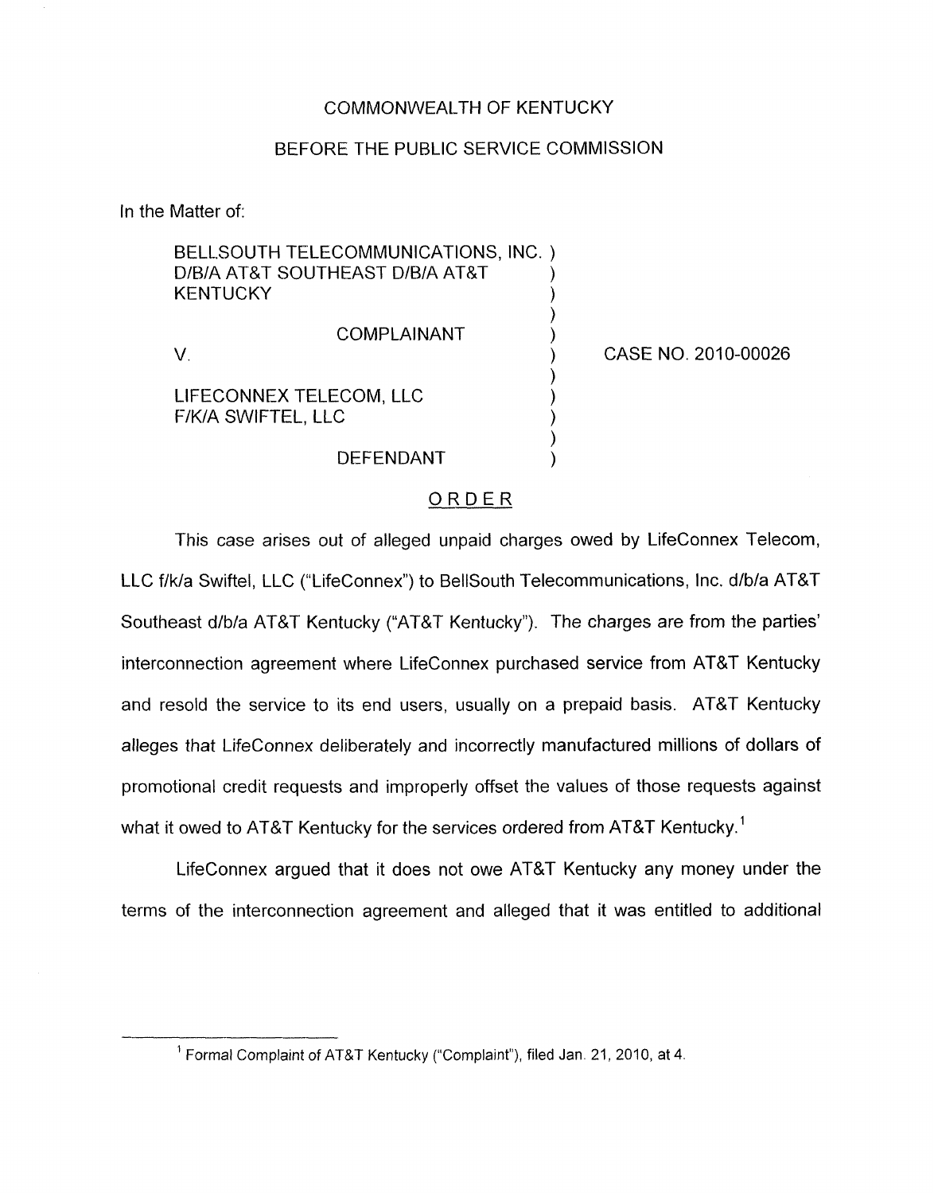COMMONWEALTH OF KENTUCKY

BEFORE THE PUBLIC SERVICE COMMISSION

In the Matter of:

BELLSOUTH TELECOMMUNICATIONS, INC. D/B/A AT&T SOUTHEAST D/B/A AT&T KENTUCKY

COMPLAINANT

V.

LIFECONNEX TELECOM, LLC F/K/A SWIFTEL, LLC

DEFENDANT

CASE NO. 2010-00026

## ORDER

This case arises out of alleged unpaid charges owed by LifeConnex Telecom, LLC f/k/a Swiftel, LLC ("LifeConnex") to BellSouth Telecommunications, Inc. d/b/a AT&T Southeast d/b/a AT&T Kentucky ("AT&T Kentucky"). The charges are from the parties' interconnection agreement where LifeConnex purchased service from AT&T Kentucky and resold the service to its end users, usually on a prepaid basis. AT&T Kentucky alleges that LifeConnex deliberately and incorrectly manufactured millions of dollars of promotional credit requests and improperly offset the values of those requests against what it owed to AT&T Kentucky for the services ordered from AT&T Kentucky.[1]

LifeConnex argued that it does not owe AT&T Kentucky any money under the terms of the interconnection agreement and alleged that it was entitled to additional

---

[1] Formal Complaint of AT&T Kentucky ("Complaint"), filed Jan. 21, 2010, at 4.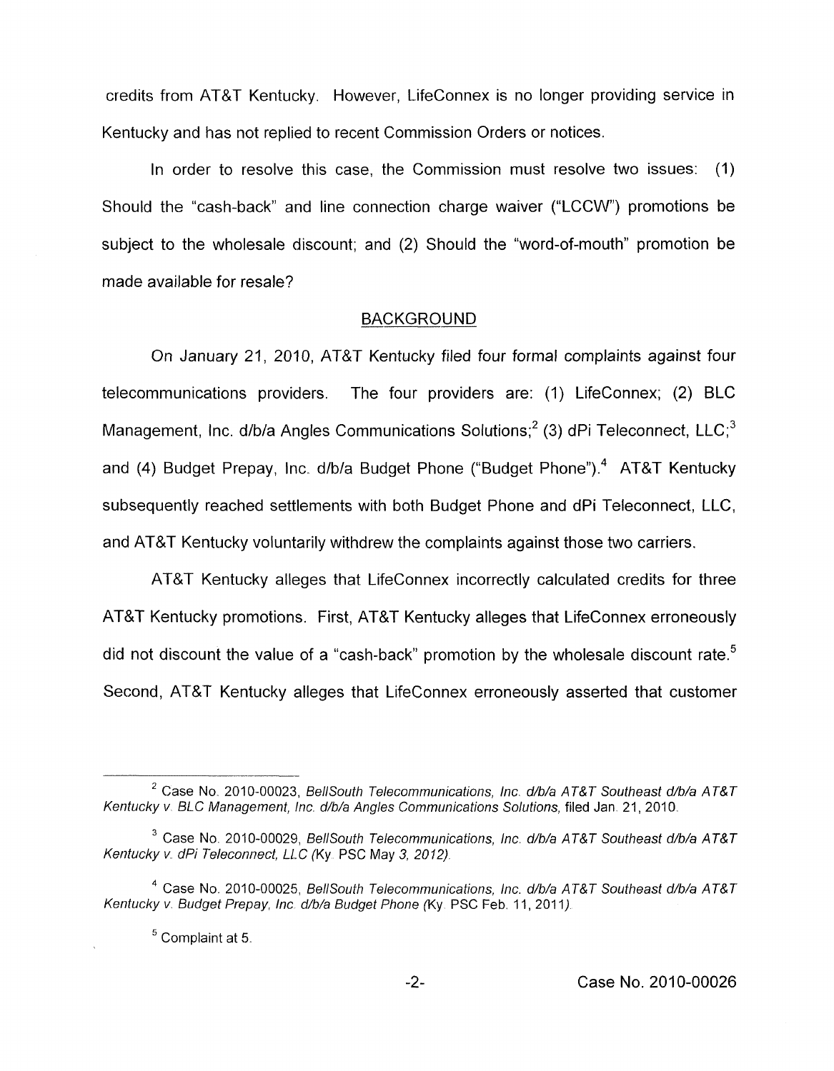credits from AT&T Kentucky. However, LifeConnex is no longer providing service in Kentucky and has not replied to recent Commission Orders or notices.

In order to resolve this case, the Commission must resolve two issues: (1) Should the "cash-back" and line connection charge waiver ("LCCW") promotions be subject to the wholesale discount; and (2) Should the "word-of-mouth" promotion be made available for resale?

## BACKGROUND

On January 21, 2010, AT&T Kentucky filed four formal complaints against four telecommunications providers. The four providers are: (1) LifeConnex; (2) BLC Management, Inc. d/b/a Angles Communications Solutions;[2] (3) dPi Teleconnect, LLC;[3] and (4) Budget Prepay, Inc. d/b/a Budget Phone ("Budget Phone").[4] AT&T Kentucky subsequently reached settlements with both Budget Phone and dPi Teleconnect, LLC, and AT&T Kentucky voluntarily withdrew the complaints against those two carriers.

AT&T Kentucky alleges that LifeConnex incorrectly calculated credits for three AT&T Kentucky promotions. First, AT&T Kentucky alleges that LifeConnex erroneously did not discount the value of a "cash-back" promotion by the wholesale discount rate.[5] Second, AT&T Kentucky alleges that LifeConnex erroneously asserted that customer

---

[2] Case No. 2010-00023, *BellSouth Telecommunications, Inc. d/b/a AT&T Southeast d/b/a AT&T Kentucky v. BLC Management, Inc. d/b/a Angles Communications Solutions*, filed Jan. 21, 2010.

[3] Case No. 2010-00029, *BellSouth Telecommunications, Inc. d/b/a AT&T Southeast d/b/a AT&T Kentucky v. dPi Teleconnect, LLC* (Ky. PSC May 3, 2012).

[4] Case No. 2010-00025, *BellSouth Telecommunications, Inc. d/b/a AT&T Southeast d/b/a AT&T Kentucky v. Budget Prepay, Inc. d/b/a Budget Phone* (Ky. PSC Feb. 11, 2011).

[5] Complaint at 5.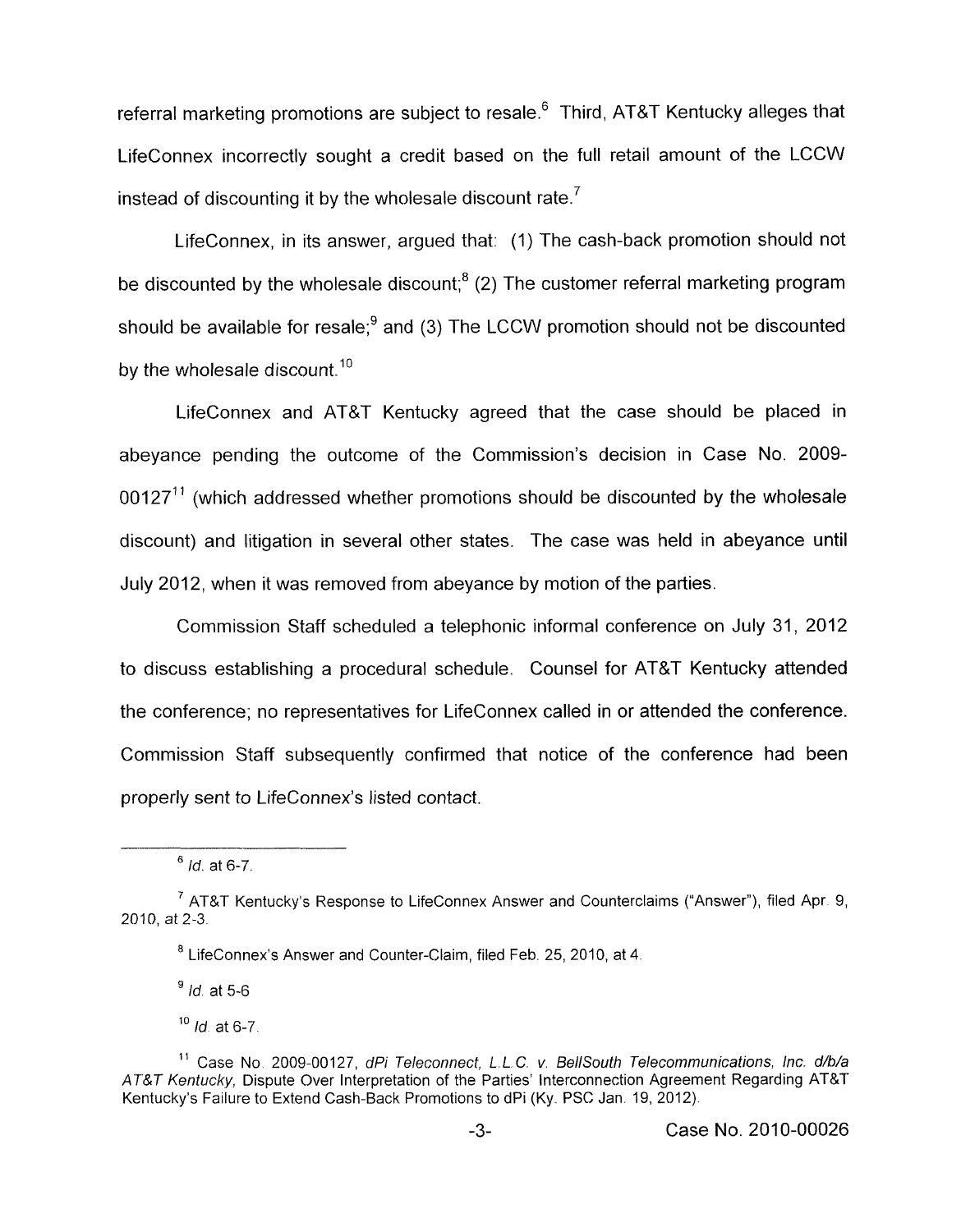referral marketing promotions are subject to resale.[6] Third, AT&T Kentucky alleges that LifeConnex incorrectly sought a credit based on the full retail amount of the LCCW instead of discounting it by the wholesale discount rate.[7]

LifeConnex, in its answer, argued that: (1) The cash-back promotion should not be discounted by the wholesale discount;[8] (2) The customer referral marketing program should be available for resale;[9] and (3) The LCCW promotion should not be discounted by the wholesale discount.[10]

LifeConnex and AT&T Kentucky agreed that the case should be placed in abeyance pending the outcome of the Commission's decision in Case No. 2009-00127[11] (which addressed whether promotions should be discounted by the wholesale discount) and litigation in several other states. The case was held in abeyance until July 2012, when it was removed from abeyance by motion of the parties.

Commission Staff scheduled a telephonic informal conference on July 31, 2012 to discuss establishing a procedural schedule. Counsel for AT&T Kentucky attended the conference; no representatives for LifeConnex called in or attended the conference. Commission Staff subsequently confirmed that notice of the conference had been properly sent to LifeConnex's listed contact.

---

[6] *Id.* at 6-7.

[7] AT&T Kentucky's Response to LifeConnex Answer and Counterclaims ("Answer"), filed Apr. 9, 2010, at 2-3.

[8] LifeConnex's Answer and Counter-Claim, filed Feb. 25, 2010, at 4.

[9] *Id.* at 5-6

[10] *Id.* at 6-7.

[11] Case No. 2009-00127, *dPi Teleconnect, L.L.C. v. BellSouth Telecommunications, Inc. d/b/a AT&T Kentucky,* Dispute Over Interpretation of the Parties' Interconnection Agreement Regarding AT&T Kentucky's Failure to Extend Cash-Back Promotions to dPi (Ky. PSC Jan. 19, 2012).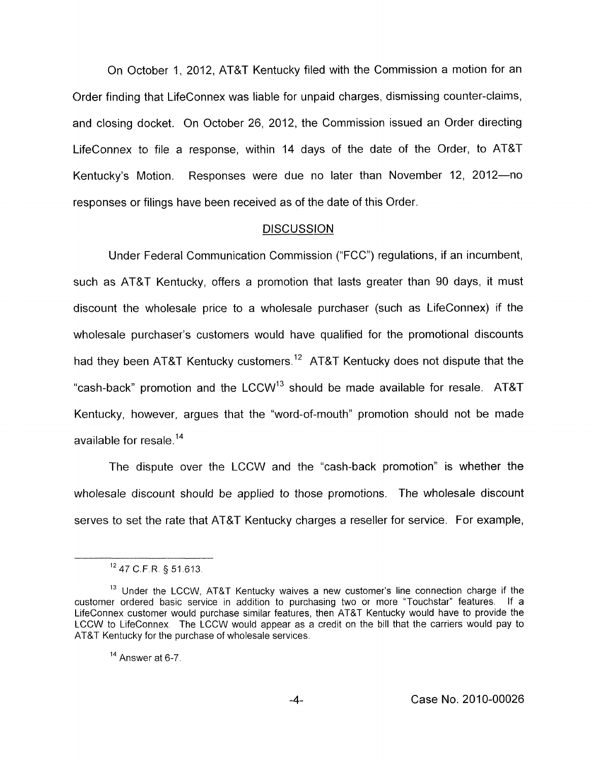On October 1, 2012, AT&T Kentucky filed with the Commission a motion for an Order finding that LifeConnex was liable for unpaid charges, dismissing counter-claims, and closing docket. On October 26, 2012, the Commission issued an Order directing LifeConnex to file a response, within 14 days of the date of the Order, to AT&T Kentucky's Motion. Responses were due no later than November 12, 2012—no responses or filings have been received as of the date of this Order.

## DISCUSSION

Under Federal Communication Commission ("FCC") regulations, if an incumbent, such as AT&T Kentucky, offers a promotion that lasts greater than 90 days, it must discount the wholesale price to a wholesale purchaser (such as LifeConnex) if the wholesale purchaser's customers would have qualified for the promotional discounts had they been AT&T Kentucky customers.[12] AT&T Kentucky does not dispute that the "cash-back" promotion and the LCCW[13] should be made available for resale. AT&T Kentucky, however, argues that the "word-of-mouth" promotion should not be made available for resale.[14]

The dispute over the LCCW and the "cash-back promotion" is whether the wholesale discount should be applied to those promotions. The wholesale discount serves to set the rate that AT&T Kentucky charges a reseller for service. For example,

---

[12] 47 C.F.R. § 51.613.

[13] Under the LCCW, AT&T Kentucky waives a new customer's line connection charge if the customer ordered basic service in addition to purchasing two or more "Touchstar" features. If a LifeConnex customer would purchase similar features, then AT&T Kentucky would have to provide the LCCW to LifeConnex. The LCCW would appear as a credit on the bill that the carriers would pay to AT&T Kentucky for the purchase of wholesale services.

[14] Answer at 6-7.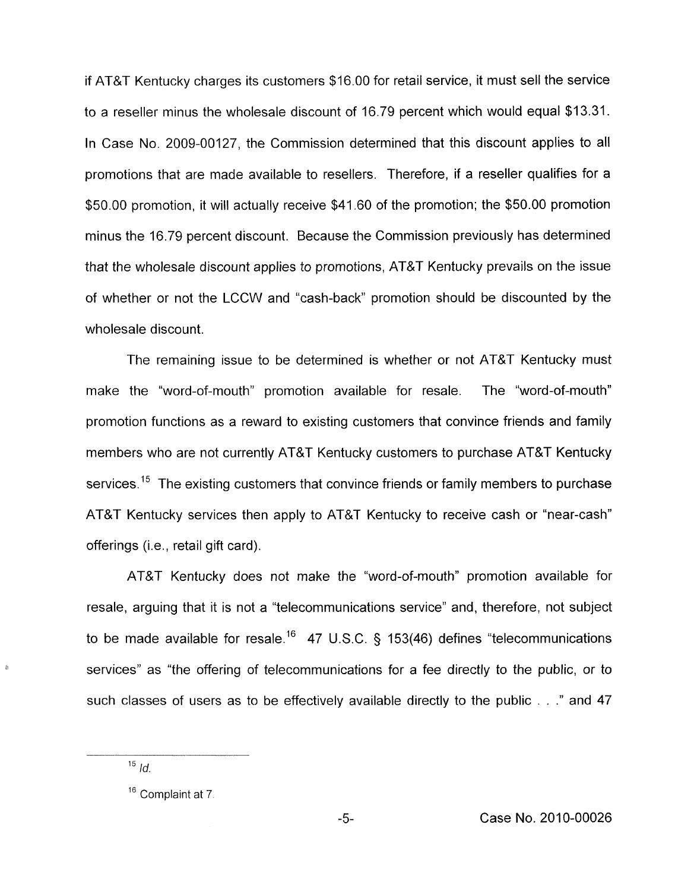if AT&T Kentucky charges its customers $16.00 for retail service, it must sell the service to a reseller minus the wholesale discount of 16.79 percent which would equal $13.31. In Case No. 2009-00127, the Commission determined that this discount applies to all promotions that are made available to resellers. Therefore, if a reseller qualifies for a $50.00 promotion, it will actually receive $41.60 of the promotion; the $50.00 promotion minus the 16.79 percent discount. Because the Commission previously has determined that the wholesale discount applies to promotions, AT&T Kentucky prevails on the issue of whether or not the LCCW and "cash-back" promotion should be discounted by the wholesale discount.

The remaining issue to be determined is whether or not AT&T Kentucky must make the "word-of-mouth" promotion available for resale. The "word-of-mouth" promotion functions as a reward to existing customers that convince friends and family members who are not currently AT&T Kentucky customers to purchase AT&T Kentucky services.[15] The existing customers that convince friends or family members to purchase AT&T Kentucky services then apply to AT&T Kentucky to receive cash or "near-cash" offerings (i.e., retail gift card).

AT&T Kentucky does not make the "word-of-mouth" promotion available for resale, arguing that it is not a "telecommunications service" and, therefore, not subject to be made available for resale.[16] 47 U.S.C. § 153(46) defines "telecommunications services" as "the offering of telecommunications for a fee directly to the public, or to such classes of users as to be effectively available directly to the public . . ." and 47

[15] *Id.*

[16] Complaint at 7.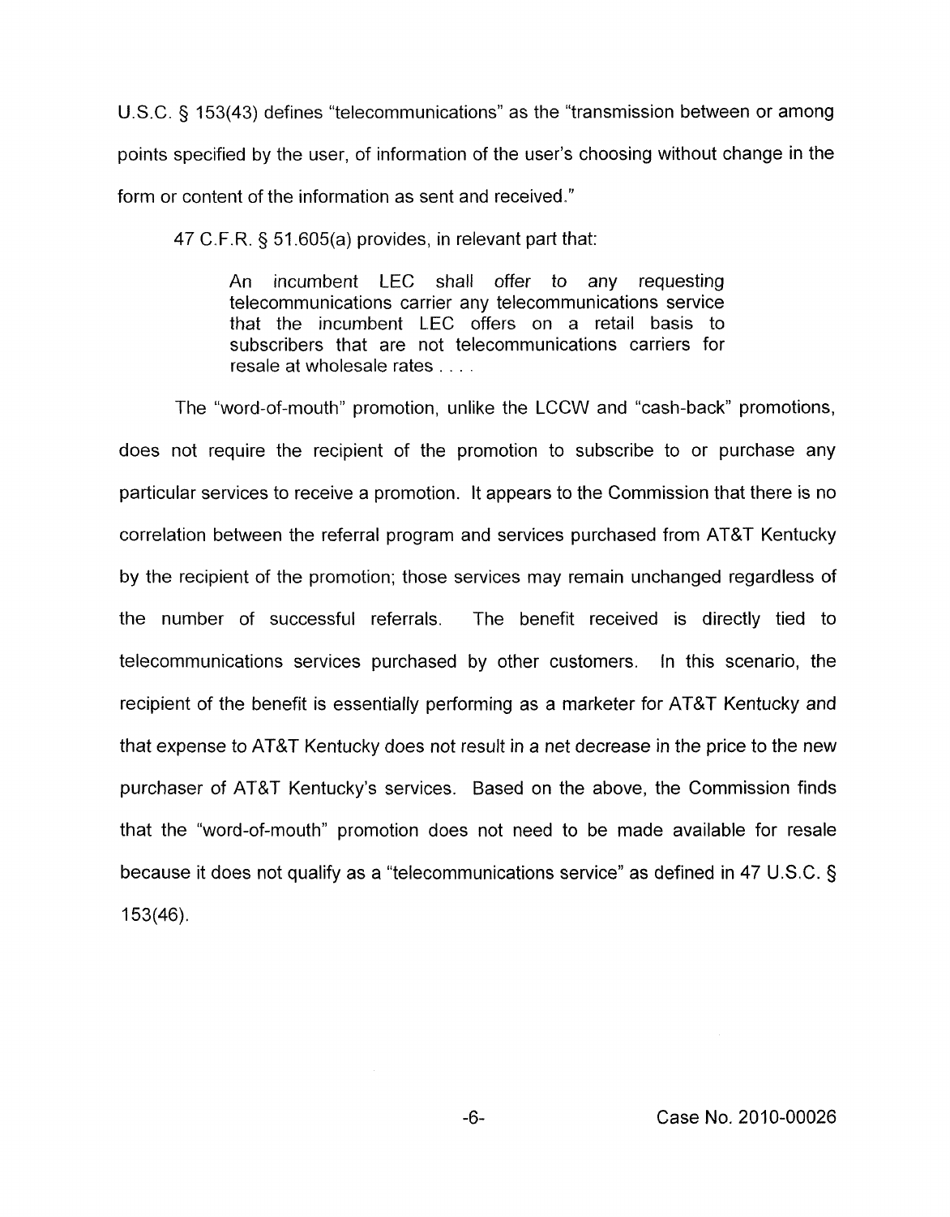U.S.C. § 153(43) defines "telecommunications" as the "transmission between or among points specified by the user, of information of the user's choosing without change in the form or content of the information as sent and received."

47 C.F.R. § 51.605(a) provides, in relevant part that:

> An incumbent LEC shall offer to any requesting telecommunications carrier any telecommunications service that the incumbent LEC offers on a retail basis to subscribers that are not telecommunications carriers for resale at wholesale rates . . . .

The "word-of-mouth" promotion, unlike the LCCW and "cash-back" promotions, does not require the recipient of the promotion to subscribe to or purchase any particular services to receive a promotion. It appears to the Commission that there is no correlation between the referral program and services purchased from AT&T Kentucky by the recipient of the promotion; those services may remain unchanged regardless of the number of successful referrals. The benefit received is directly tied to telecommunications services purchased by other customers. In this scenario, the recipient of the benefit is essentially performing as a marketer for AT&T Kentucky and that expense to AT&T Kentucky does not result in a net decrease in the price to the new purchaser of AT&T Kentucky's services. Based on the above, the Commission finds that the "word-of-mouth" promotion does not need to be made available for resale because it does not qualify as a "telecommunications service" as defined in 47 U.S.C. § 153(46).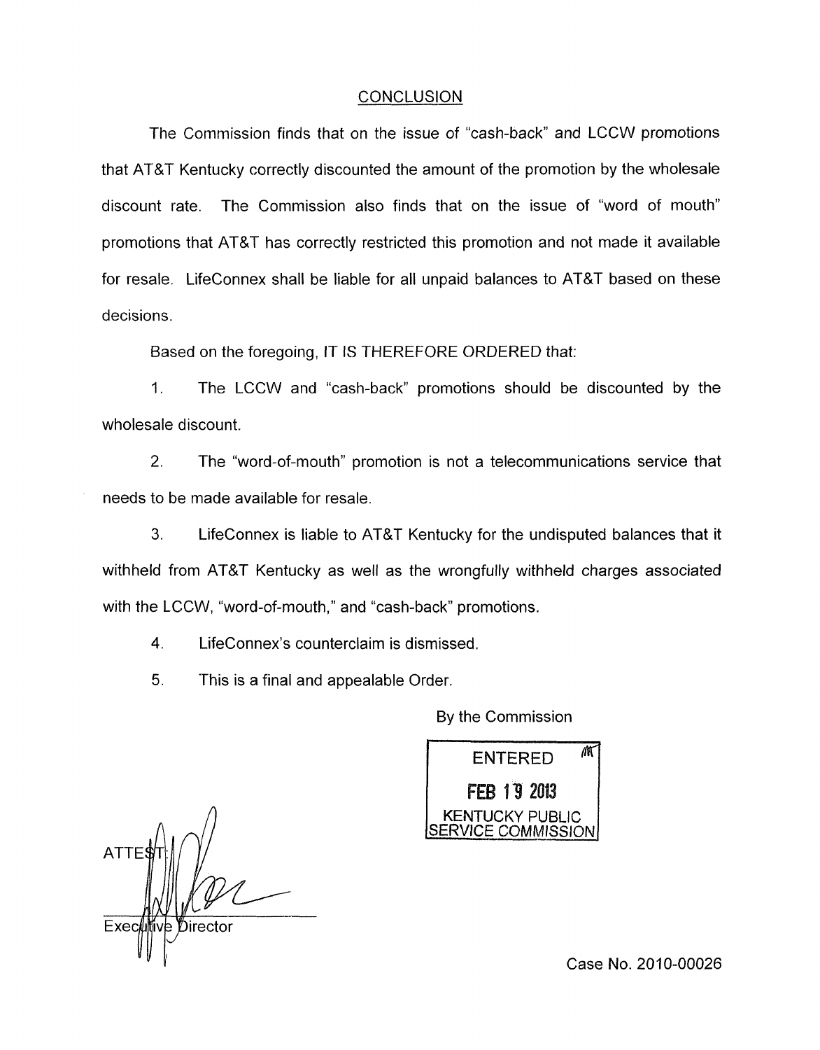## CONCLUSION

The Commission finds that on the issue of "cash-back" and LCCW promotions that AT&T Kentucky correctly discounted the amount of the promotion by the wholesale discount rate. The Commission also finds that on the issue of "word of mouth" promotions that AT&T has correctly restricted this promotion and not made it available for resale. LifeConnex shall be liable for all unpaid balances to AT&T based on these decisions.

Based on the foregoing, IT IS THEREFORE ORDERED that:

1. The LCCW and "cash-back" promotions should be discounted by the wholesale discount.

2. The "word-of-mouth" promotion is not a telecommunications service that needs to be made available for resale.

3. LifeConnex is liable to AT&T Kentucky for the undisputed balances that it withheld from AT&T Kentucky as well as the wrongfully withheld charges associated with the LCCW, "word-of-mouth," and "cash-back" promotions.

4. LifeConnex's counterclaim is dismissed.

5. This is a final and appealable Order.

By the Commission

ENTERED
FEB 19 2013
KENTUCKY PUBLIC SERVICE COMMISSION

ATTEST:

Executive Director

Case No. 2010-00026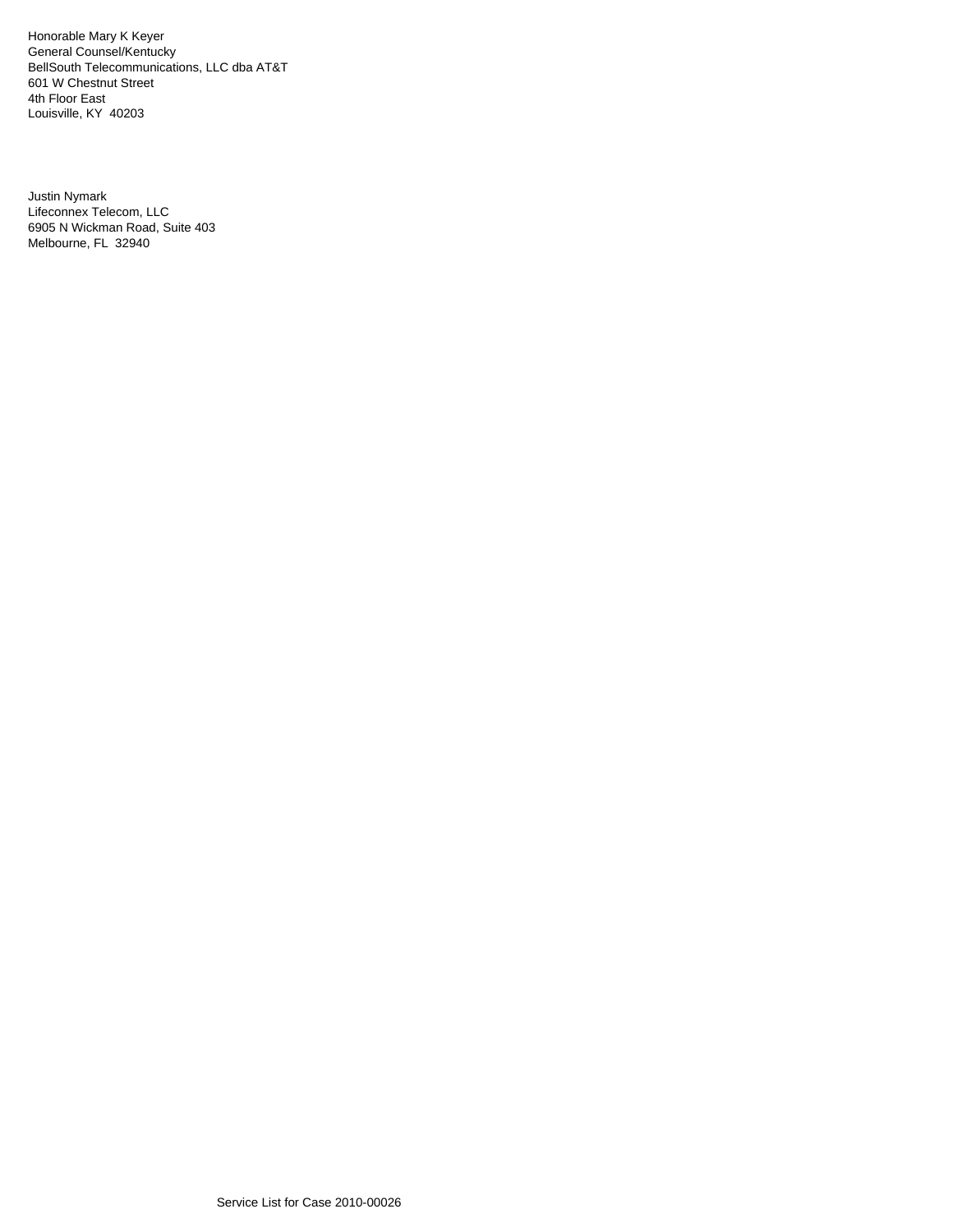Honorable Mary K Keyer
General Counsel/Kentucky
BellSouth Telecommunications, LLC dba AT&T
601 W Chestnut Street
4th Floor East
Louisville, KY  40203

Justin Nymark
Lifeconnex Telecom, LLC
6905 N Wickman Road, Suite 403
Melbourne, FL  32940